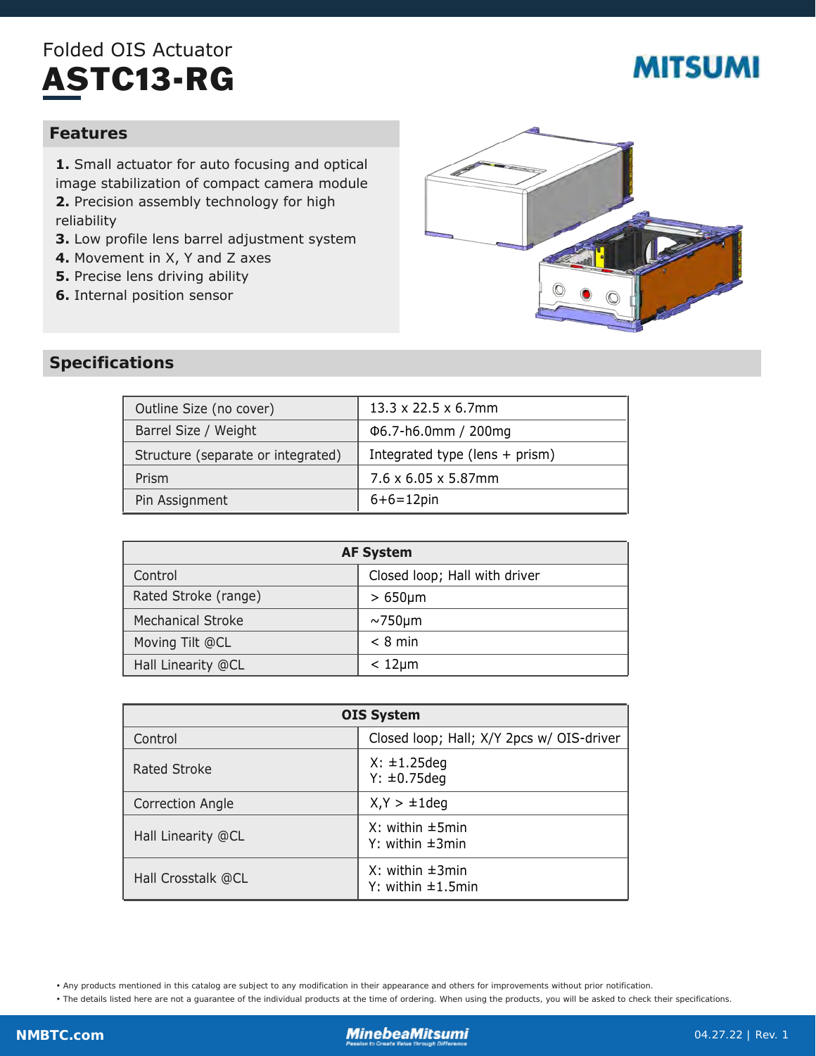Folded OIS Actuator

# ASTC13-RG

MITSUMI

## Features

1. Small actuator for auto focusing and optical image stabilization of compact camera module
2. Precision assembly technology for high reliability
3. Low profile lens barrel adjustment system
4. Movement in X, Y and Z axes
5. Precise lens driving ability
6. Internal position sensor

## Specifications

| | |
|---|---|
| Outline Size (no cover) | 13.3 x 22.5 x 6.7mm |
| Barrel Size / Weight | Φ6.7-h6.0mm / 200mg |
| Structure (separate or integrated) | Integrated type (lens + prism) |
| Prism | 7.6 x 6.05 x 5.87mm |
| Pin Assignment | 6+6=12pin |

| AF System | |
|---|---|
| Control | Closed loop; Hall with driver |
| Rated Stroke (range) | > 650μm |
| Mechanical Stroke | ~750μm |
| Moving Tilt @CL | < 8 min |
| Hall Linearity @CL | < 12μm |

| OIS System | |
|---|---|
| Control | Closed loop; Hall; X/Y 2pcs w/ OIS-driver |
| Rated Stroke | X: ±1.25deg<br>Y: ±0.75deg |
| Correction Angle | X,Y > ±1deg |
| Hall Linearity @CL | X: within ±5min<br>Y: within ±3min |
| Hall Crosstalk @CL | X: within ±3min<br>Y: within ±1.5min |

• Any products mentioned in this catalog are subject to any modification in their appearance and others for improvements without prior notification.
• The details listed here are not a guarantee of the individual products at the time of ordering. When using the products, you will be asked to check their specifications.

NMBTC.com | MinebeaMitsumi Passion to Create Value through Difference | 04.27.22 | Rev. 1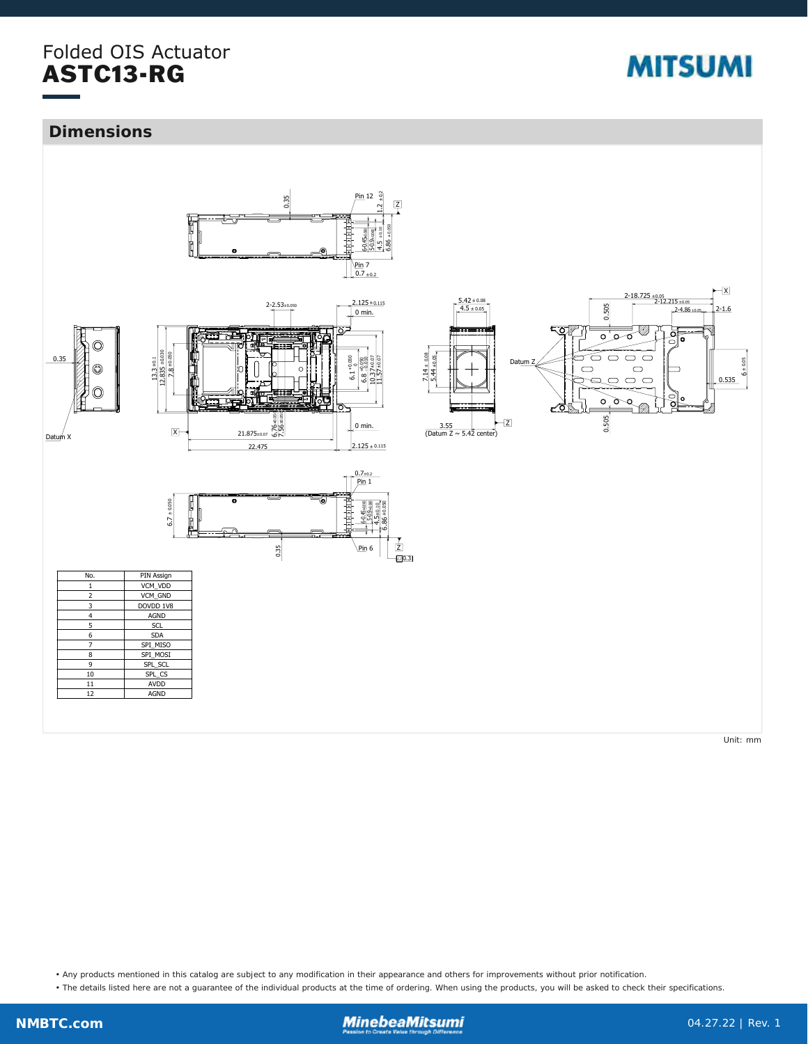Folded OIS Actuator
# ASTC13-RG

## Dimensions

0.35
Pin 12
1.2 ±0.2
Z
6-0.45±0.08
5-0.9±0.08
4.5 ±0.10
6.86 ±0.050
Pin 7
0.7 ±0.2

2-2.53±0.050
2.125 ±0.115
0 min.
13.3 ±0.1
12.835 ±0.030
7.8 ±0.050
6.1 +0.050/0
6.8 +0.00/-0.030
10.37±0.07
11.57±0.07
0.35
Datum X
X
21.875±0.07
6.76±0.050
7.56±0.050
0 min.
22.475
2.125 ± 0.115

5.42 ± 0.08
4.5 ± 0.05
7.14 ± 0.08
5.44 ±0.05
3.55
(Datum Z ~ 5.42 center)
Z

2-18.725 ±0.05
2-12.215 ±0.05
2-4.86 ±0.05
2-1.6
X
0.505
Datum Z
6 ± 0.05
0.535
0.505

0.7±0.2
Pin 1
6.7 ± 0.050
6-0.45±0.08
5-0.9±0.08
4.5±0.10
6.86 ±0.030
0.35
Pin 6
Z
0.3

| No. | PIN Assign |
|---|---|
| 1 | VCM_VDD |
| 2 | VCM_GND |
| 3 | DOVDD 1V8 |
| 4 | AGND |
| 5 | SCL |
| 6 | SDA |
| 7 | SPI_MISO |
| 8 | SPI_MOSI |
| 9 | SPL_SCL |
| 10 | SPL_CS |
| 11 | AVDD |
| 12 | AGND |

Unit: mm

- Any products mentioned in this catalog are subject to any modification in their appearance and others for improvements without prior notification.
- The details listed here are not a guarantee of the individual products at the time of ordering. When using the products, you will be asked to check their specifications.

NMBTC.com
MinebeaMitsumi
Passion to Create Value through Difference
04.27.22 | Rev. 1